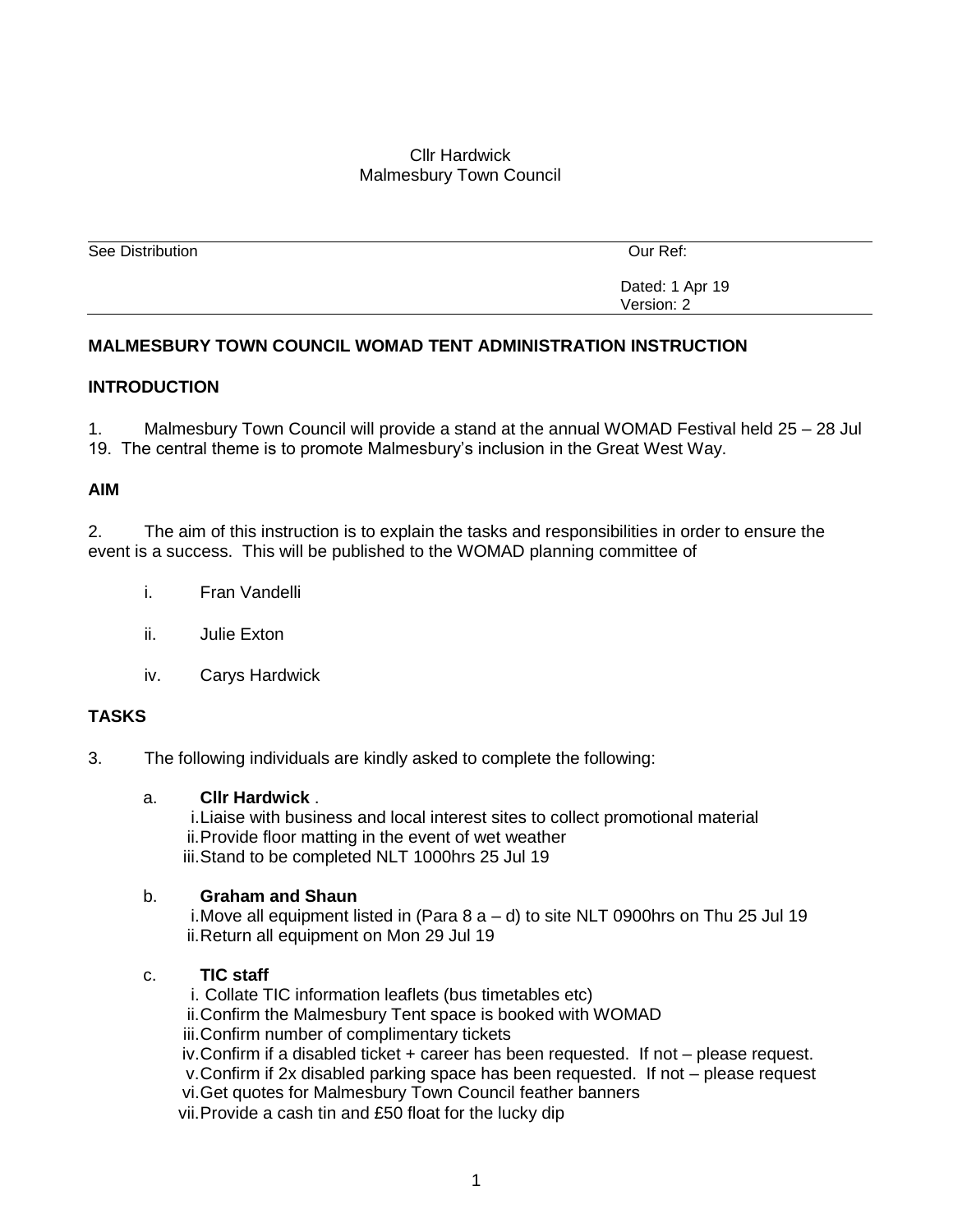Cllr Hardwick
Malmesbury Town Council

| See Distribution | Our Ref: |
|---|---|
| | Dated: 1 Apr 19<br>Version: 2 |

**MALMESBURY TOWN COUNCIL WOMAD TENT ADMINISTRATION INSTRUCTION**

**INTRODUCTION**

1. Malmesbury Town Council will provide a stand at the annual WOMAD Festival held 25 – 28 Jul 19. The central theme is to promote Malmesbury's inclusion in the Great West Way.

**AIM**

2. The aim of this instruction is to explain the tasks and responsibilities in order to ensure the event is a success. This will be published to the WOMAD planning committee of

i. Fran Vandelli

ii. Julie Exton

iv. Carys Hardwick

**TASKS**

3. The following individuals are kindly asked to complete the following:

a. **Cllr Hardwick** .
 i. Liaise with business and local interest sites to collect promotional material
 ii. Provide floor matting in the event of wet weather
 iii. Stand to be completed NLT 1000hrs 25 Jul 19

b. **Graham and Shaun**
 i. Move all equipment listed in (Para 8 a – d) to site NLT 0900hrs on Thu 25 Jul 19
 ii. Return all equipment on Mon 29 Jul 19

c. **TIC staff**
 i. Collate TIC information leaflets (bus timetables etc)
 ii. Confirm the Malmesbury Tent space is booked with WOMAD
 iii. Confirm number of complimentary tickets
 iv. Confirm if a disabled ticket + career has been requested. If not – please request.
 v. Confirm if 2x disabled parking space has been requested. If not – please request
 vi. Get quotes for Malmesbury Town Council feather banners
 vii. Provide a cash tin and £50 float for the lucky dip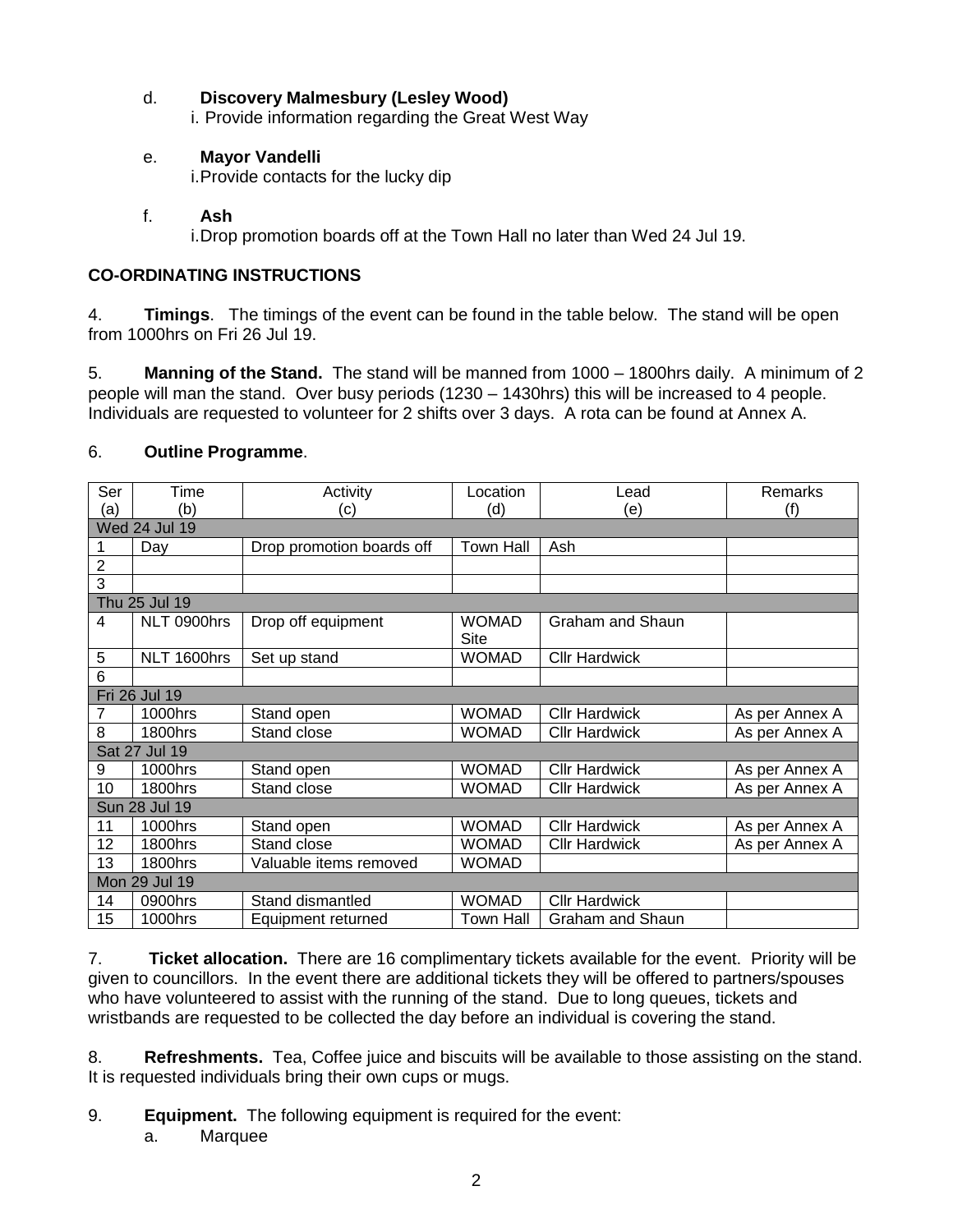d. **Discovery Malmesbury (Lesley Wood)**

i. Provide information regarding the Great West Way

e. **Mayor Vandelli**

i. Provide contacts for the lucky dip

f. **Ash**

i. Drop promotion boards off at the Town Hall no later than Wed 24 Jul 19.

**CO-ORDINATING INSTRUCTIONS**

4. **Timings**. The timings of the event can be found in the table below. The stand will be open from 1000hrs on Fri 26 Jul 19.

5. **Manning of the Stand.** The stand will be manned from 1000 – 1800hrs daily. A minimum of 2 people will man the stand. Over busy periods (1230 – 1430hrs) this will be increased to 4 people. Individuals are requested to volunteer for 2 shifts over 3 days. A rota can be found at Annex A.

6. **Outline Programme**.

| Ser (a) | Time (b) | Activity (c) | Location (d) | Lead (e) | Remarks (f) |
|---|---|---|---|---|---|
| Wed 24 Jul 19 | | | | | |
| 1 | Day | Drop promotion boards off | Town Hall | Ash | |
| 2 | | | | | |
| 3 | | | | | |
| Thu 25 Jul 19 | | | | | |
| 4 | NLT 0900hrs | Drop off equipment | WOMAD Site | Graham and Shaun | |
| 5 | NLT 1600hrs | Set up stand | WOMAD | Cllr Hardwick | |
| 6 | | | | | |
| Fri 26 Jul 19 | | | | | |
| 7 | 1000hrs | Stand open | WOMAD | Cllr Hardwick | As per Annex A |
| 8 | 1800hrs | Stand close | WOMAD | Cllr Hardwick | As per Annex A |
| Sat 27 Jul 19 | | | | | |
| 9 | 1000hrs | Stand open | WOMAD | Cllr Hardwick | As per Annex A |
| 10 | 1800hrs | Stand close | WOMAD | Cllr Hardwick | As per Annex A |
| Sun 28 Jul 19 | | | | | |
| 11 | 1000hrs | Stand open | WOMAD | Cllr Hardwick | As per Annex A |
| 12 | 1800hrs | Stand close | WOMAD | Cllr Hardwick | As per Annex A |
| 13 | 1800hrs | Valuable items removed | WOMAD | | |
| Mon 29 Jul 19 | | | | | |
| 14 | 0900hrs | Stand dismantled | WOMAD | Cllr Hardwick | |
| 15 | 1000hrs | Equipment returned | Town Hall | Graham and Shaun | |

7. **Ticket allocation.** There are 16 complimentary tickets available for the event. Priority will be given to councillors. In the event there are additional tickets they will be offered to partners/spouses who have volunteered to assist with the running of the stand. Due to long queues, tickets and wristbands are requested to be collected the day before an individual is covering the stand.

8. **Refreshments.** Tea, Coffee juice and biscuits will be available to those assisting on the stand. It is requested individuals bring their own cups or mugs.

9. **Equipment.** The following equipment is required for the event:

a. Marquee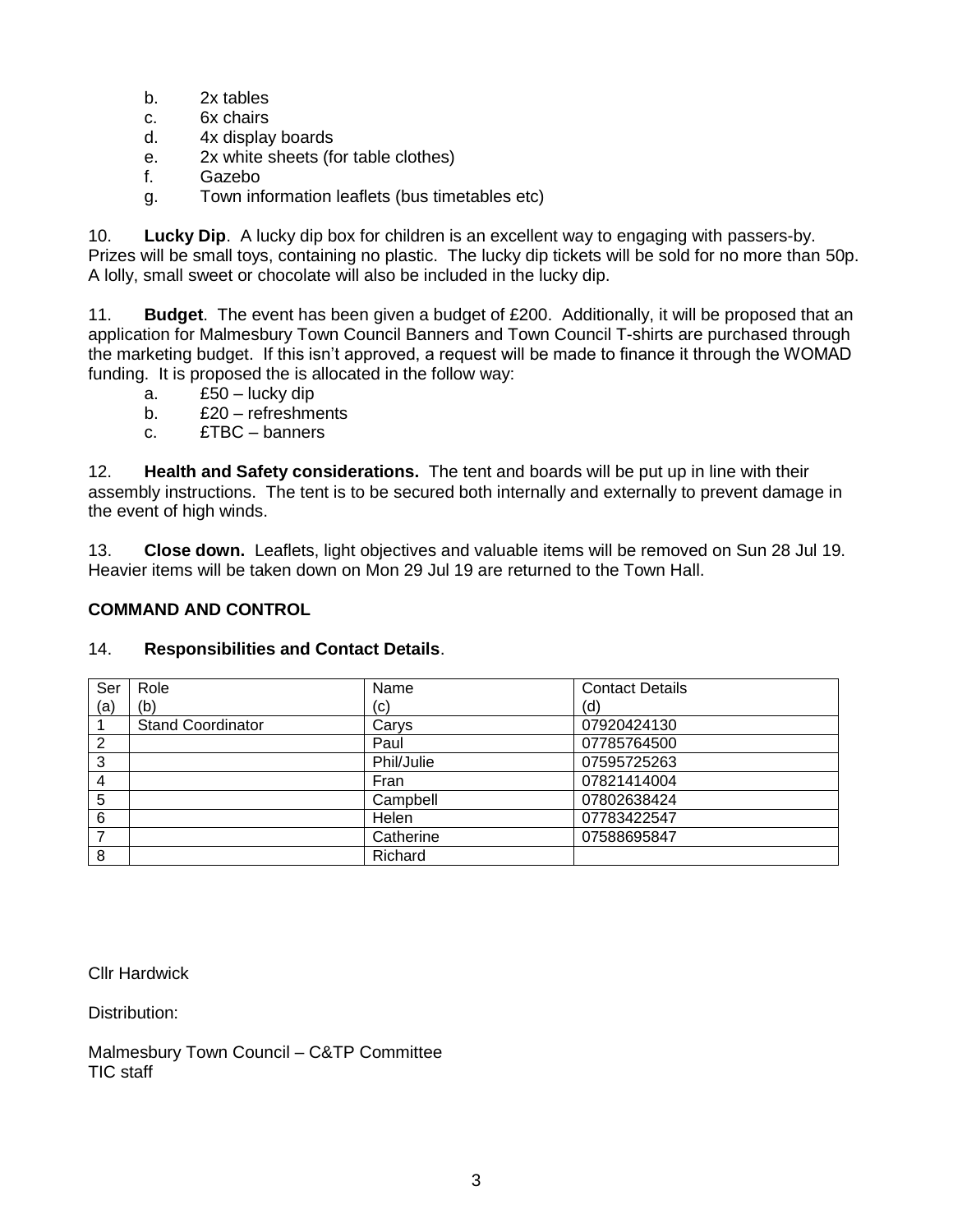b. 2x tables
c. 6x chairs
d. 4x display boards
e. 2x white sheets (for table clothes)
f. Gazebo
g. Town information leaflets (bus timetables etc)

10. **Lucky Dip**. A lucky dip box for children is an excellent way to engaging with passers-by. Prizes will be small toys, containing no plastic. The lucky dip tickets will be sold for no more than 50p. A lolly, small sweet or chocolate will also be included in the lucky dip.

11. **Budget**. The event has been given a budget of £200. Additionally, it will be proposed that an application for Malmesbury Town Council Banners and Town Council T-shirts are purchased through the marketing budget. If this isn't approved, a request will be made to finance it through the WOMAD funding. It is proposed the is allocated in the follow way:

a. £50 – lucky dip
b. £20 – refreshments
c. £TBC – banners

12. **Health and Safety considerations.** The tent and boards will be put up in line with their assembly instructions. The tent is to be secured both internally and externally to prevent damage in the event of high winds.

13. **Close down.** Leaflets, light objectives and valuable items will be removed on Sun 28 Jul 19. Heavier items will be taken down on Mon 29 Jul 19 are returned to the Town Hall.

**COMMAND AND CONTROL**

14. **Responsibilities and Contact Details**.

| Ser (a) | Role (b) | Name (c) | Contact Details (d) |
|---|---|---|---|
| 1 | Stand Coordinator | Carys | 07920424130 |
| 2 | | Paul | 07785764500 |
| 3 | | Phil/Julie | 07595725263 |
| 4 | | Fran | 07821414004 |
| 5 | | Campbell | 07802638424 |
| 6 | | Helen | 07783422547 |
| 7 | | Catherine | 07588695847 |
| 8 | | Richard | |

Cllr Hardwick

Distribution:

Malmesbury Town Council – C&TP Committee
TIC staff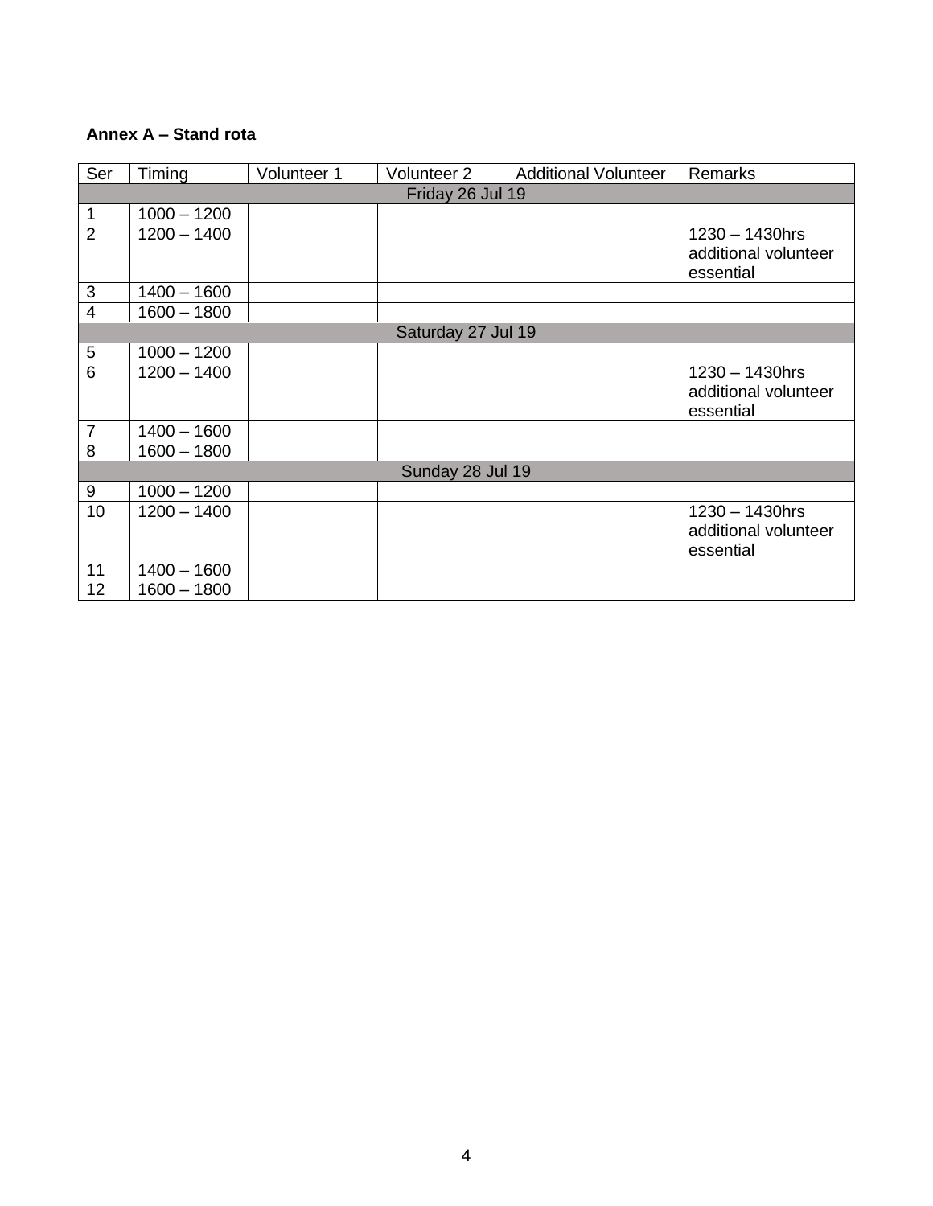**Annex A – Stand rota**

| Ser | Timing | Volunteer 1 | Volunteer 2 | Additional Volunteer | Remarks |
|---|---|---|---|---|---|
| Friday 26 Jul 19 | | | | | |
| 1 | 1000 – 1200 | | | | |
| 2 | 1200 – 1400 | | | | 1230 – 1430hrs additional volunteer essential |
| 3 | 1400 – 1600 | | | | |
| 4 | 1600 – 1800 | | | | |
| Saturday 27 Jul 19 | | | | | |
| 5 | 1000 – 1200 | | | | |
| 6 | 1200 – 1400 | | | | 1230 – 1430hrs additional volunteer essential |
| 7 | 1400 – 1600 | | | | |
| 8 | 1600 – 1800 | | | | |
| Sunday 28 Jul 19 | | | | | |
| 9 | 1000 – 1200 | | | | |
| 10 | 1200 – 1400 | | | | 1230 – 1430hrs additional volunteer essential |
| 11 | 1400 – 1600 | | | | |
| 12 | 1600 – 1800 | | | | |